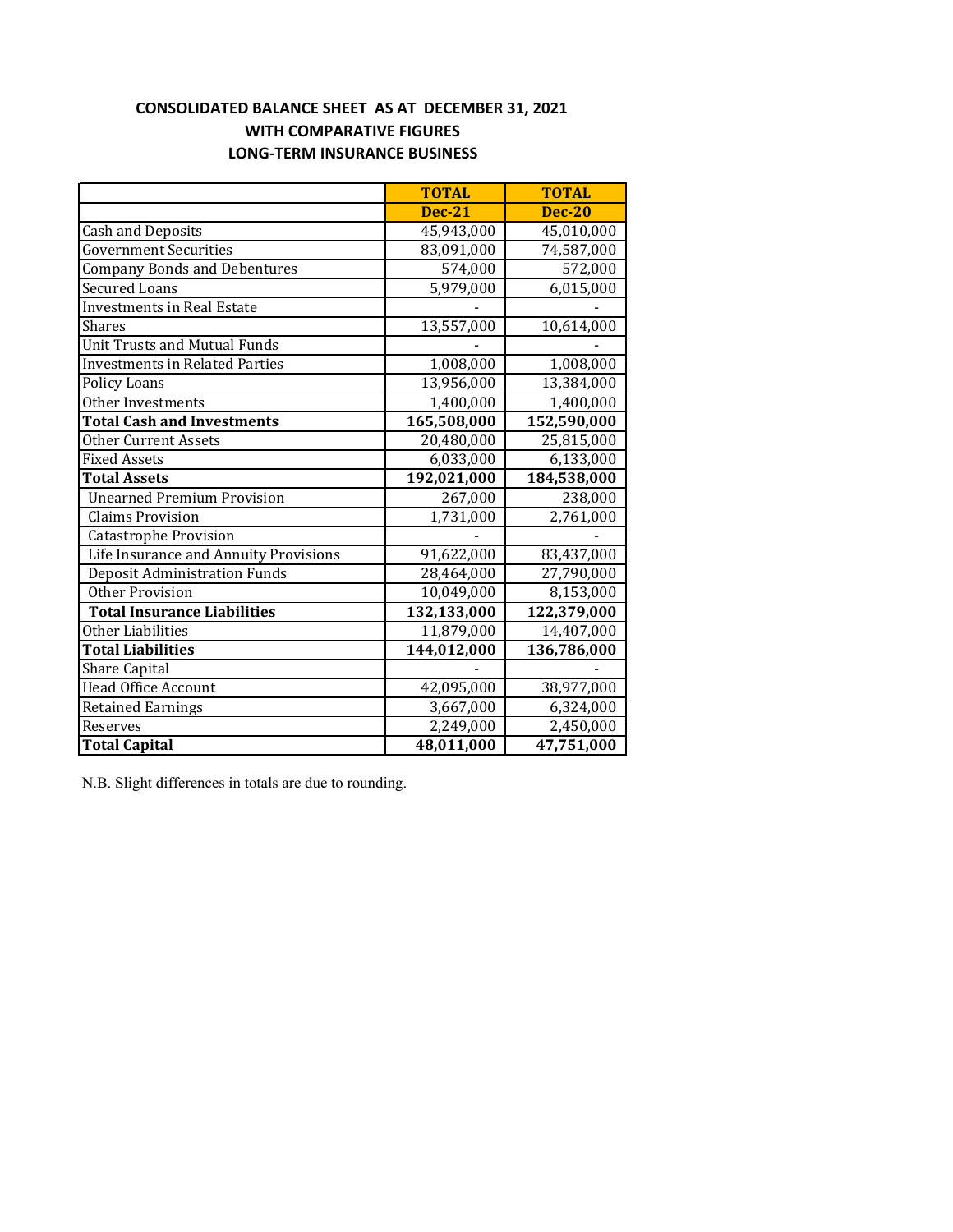# CONSOLIDATED BALANCE SHEET AS AT DECEMBER 31, 2021

## WITH COMPARATIVE FIGURES

## LONG-TERM INSURANCE BUSINESS

| | TOTAL | TOTAL |
|---|---|---|
| | **Dec-21** | **Dec-20** |
| Cash and Deposits | 45,943,000 | 45,010,000 |
| Government Securities | 83,091,000 | 74,587,000 |
| Company Bonds and Debentures | 574,000 | 572,000 |
| Secured Loans | 5,979,000 | 6,015,000 |
| Investments in Real Estate | - | - |
| Shares | 13,557,000 | 10,614,000 |
| Unit Trusts and Mutual Funds | - | - |
| Investments in Related Parties | 1,008,000 | 1,008,000 |
| Policy Loans | 13,956,000 | 13,384,000 |
| Other Investments | 1,400,000 | 1,400,000 |
| **Total Cash and Investments** | **165,508,000** | **152,590,000** |
| Other Current Assets | 20,480,000 | 25,815,000 |
| Fixed Assets | 6,033,000 | 6,133,000 |
| **Total Assets** | **192,021,000** | **184,538,000** |
| Unearned Premium Provision | 267,000 | 238,000 |
| Claims Provision | 1,731,000 | 2,761,000 |
| Catastrophe Provision | - | - |
| Life Insurance and Annuity Provisions | 91,622,000 | 83,437,000 |
| Deposit Administration Funds | 28,464,000 | 27,790,000 |
| Other Provision | 10,049,000 | 8,153,000 |
| **Total Insurance Liabilities** | **132,133,000** | **122,379,000** |
| Other Liabilities | 11,879,000 | 14,407,000 |
| **Total Liabilities** | **144,012,000** | **136,786,000** |
| Share Capital | - | - |
| Head Office Account | 42,095,000 | 38,977,000 |
| Retained Earnings | 3,667,000 | 6,324,000 |
| Reserves | 2,249,000 | 2,450,000 |
| **Total Capital** | **48,011,000** | **47,751,000** |

N.B. Slight differences in totals are due to rounding.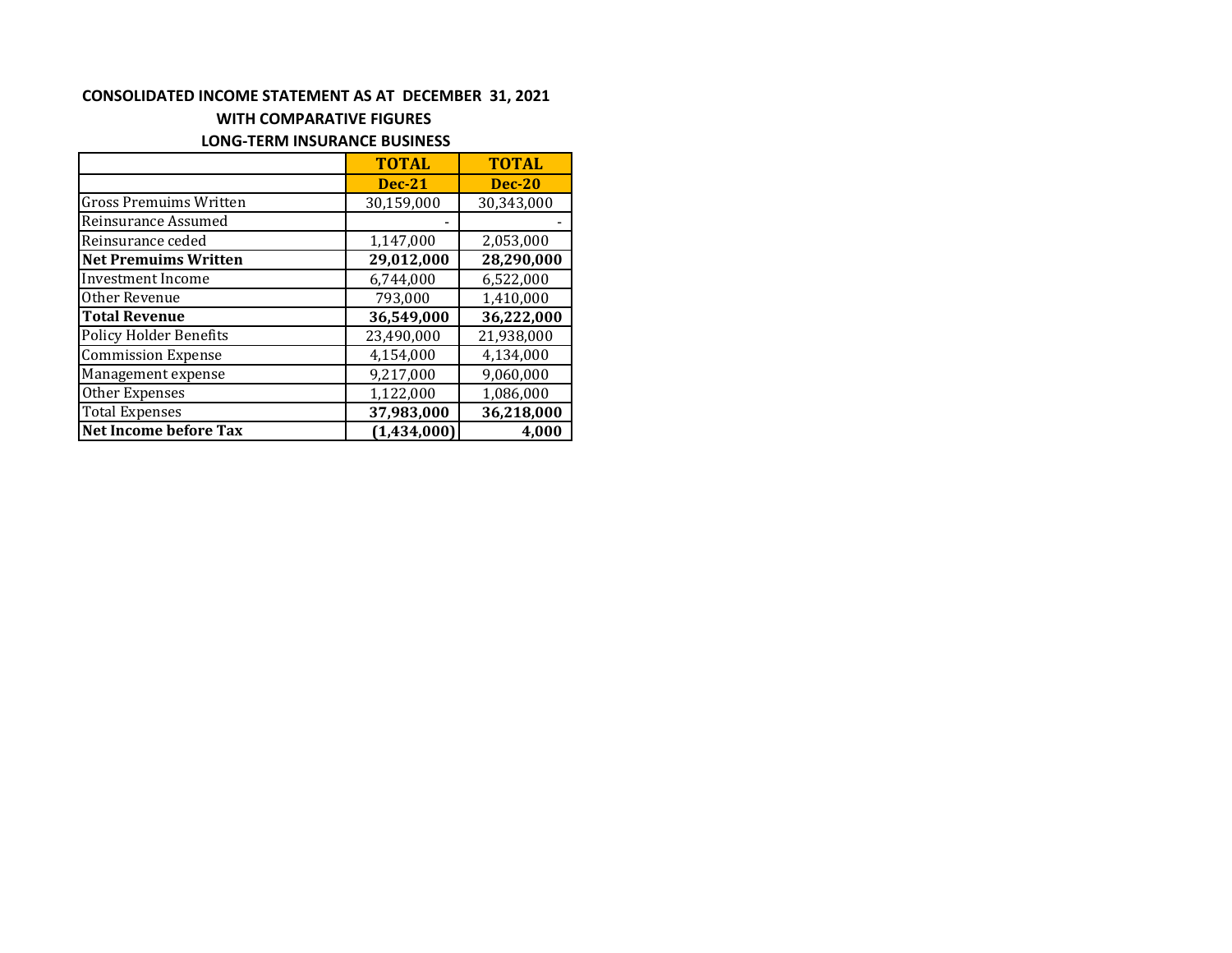**CONSOLIDATED INCOME STATEMENT AS AT DECEMBER 31, 2021**

**WITH COMPARATIVE FIGURES**

**LONG-TERM INSURANCE BUSINESS**

| | **TOTAL** | **TOTAL** |
|---|---|---|
| | **Dec-21** | **Dec-20** |
| Gross Premuims Written | 30,159,000 | 30,343,000 |
| Reinsurance Assumed | - | - |
| Reinsurance ceded | 1,147,000 | 2,053,000 |
| **Net Premuims Written** | **29,012,000** | **28,290,000** |
| Investment Income | 6,744,000 | 6,522,000 |
| Other Revenue | 793,000 | 1,410,000 |
| **Total Revenue** | **36,549,000** | **36,222,000** |
| Policy Holder Benefits | 23,490,000 | 21,938,000 |
| Commission Expense | 4,154,000 | 4,134,000 |
| Management expense | 9,217,000 | 9,060,000 |
| Other Expenses | 1,122,000 | 1,086,000 |
| Total Expenses | **37,983,000** | **36,218,000** |
| **Net Income before Tax** | **(1,434,000)** | **4,000** |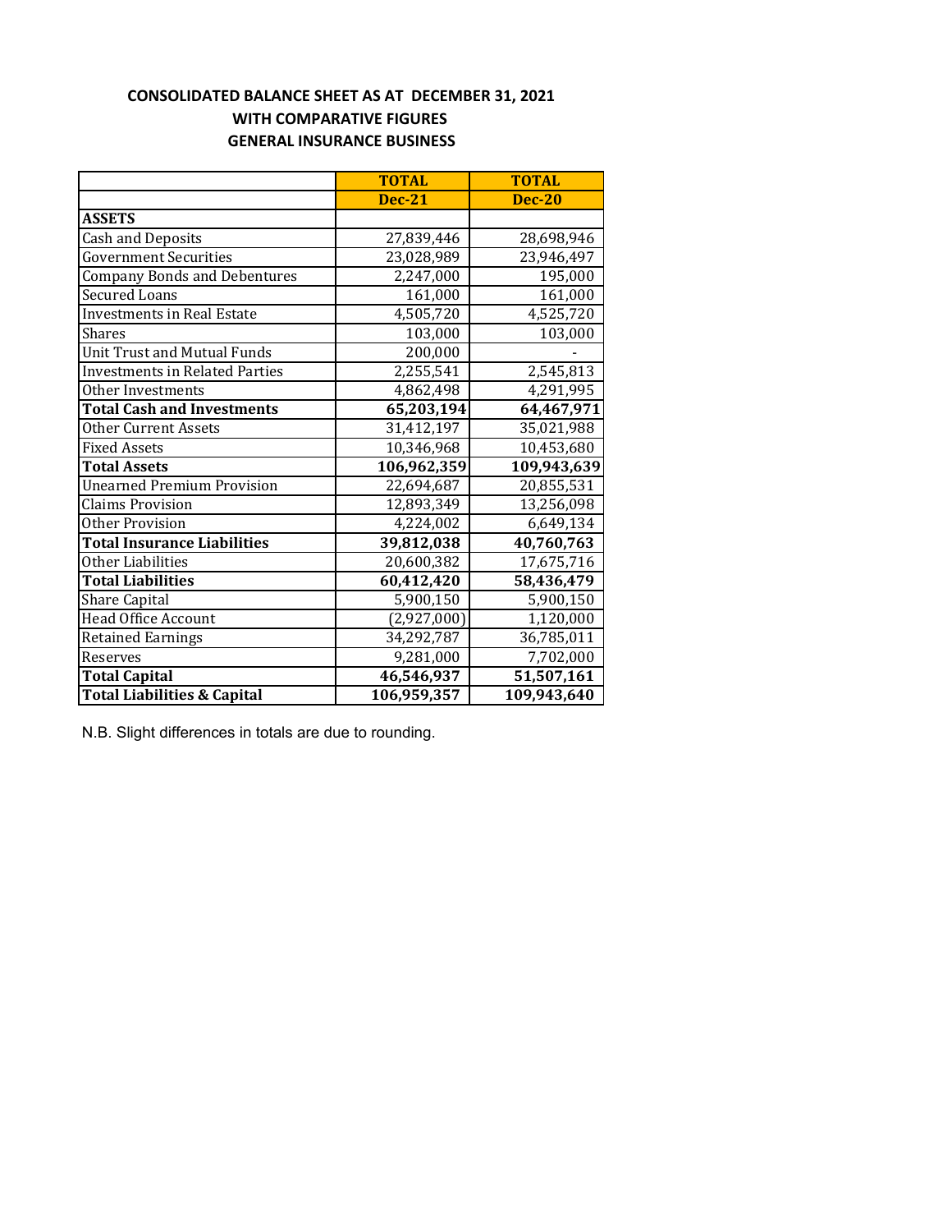# CONSOLIDATED BALANCE SHEET AS AT DECEMBER 31, 2021
## WITH COMPARATIVE FIGURES
## GENERAL INSURANCE BUSINESS

| | TOTAL | TOTAL |
|---|---|---|
| | **Dec-21** | **Dec-20** |
| **ASSETS** | | |
| Cash and Deposits | 27,839,446 | 28,698,946 |
| Government Securities | 23,028,989 | 23,946,497 |
| Company Bonds and Debentures | 2,247,000 | 195,000 |
| Secured Loans | 161,000 | 161,000 |
| Investments in Real Estate | 4,505,720 | 4,525,720 |
| Shares | 103,000 | 103,000 |
| Unit Trust and Mutual Funds | 200,000 | - |
| Investments in Related Parties | 2,255,541 | 2,545,813 |
| Other Investments | 4,862,498 | 4,291,995 |
| **Total Cash and Investments** | **65,203,194** | **64,467,971** |
| Other Current Assets | 31,412,197 | 35,021,988 |
| Fixed Assets | 10,346,968 | 10,453,680 |
| **Total Assets** | **106,962,359** | **109,943,639** |
| Unearned Premium Provision | 22,694,687 | 20,855,531 |
| Claims Provision | 12,893,349 | 13,256,098 |
| Other Provision | 4,224,002 | 6,649,134 |
| **Total Insurance Liabilities** | **39,812,038** | **40,760,763** |
| Other Liabilities | 20,600,382 | 17,675,716 |
| **Total Liabilities** | **60,412,420** | **58,436,479** |
| Share Capital | 5,900,150 | 5,900,150 |
| Head Office Account | (2,927,000) | 1,120,000 |
| Retained Earnings | 34,292,787 | 36,785,011 |
| Reserves | 9,281,000 | 7,702,000 |
| **Total Capital** | **46,546,937** | **51,507,161** |
| **Total Liabilities & Capital** | **106,959,357** | **109,943,640** |

N.B. Slight differences in totals are due to rounding.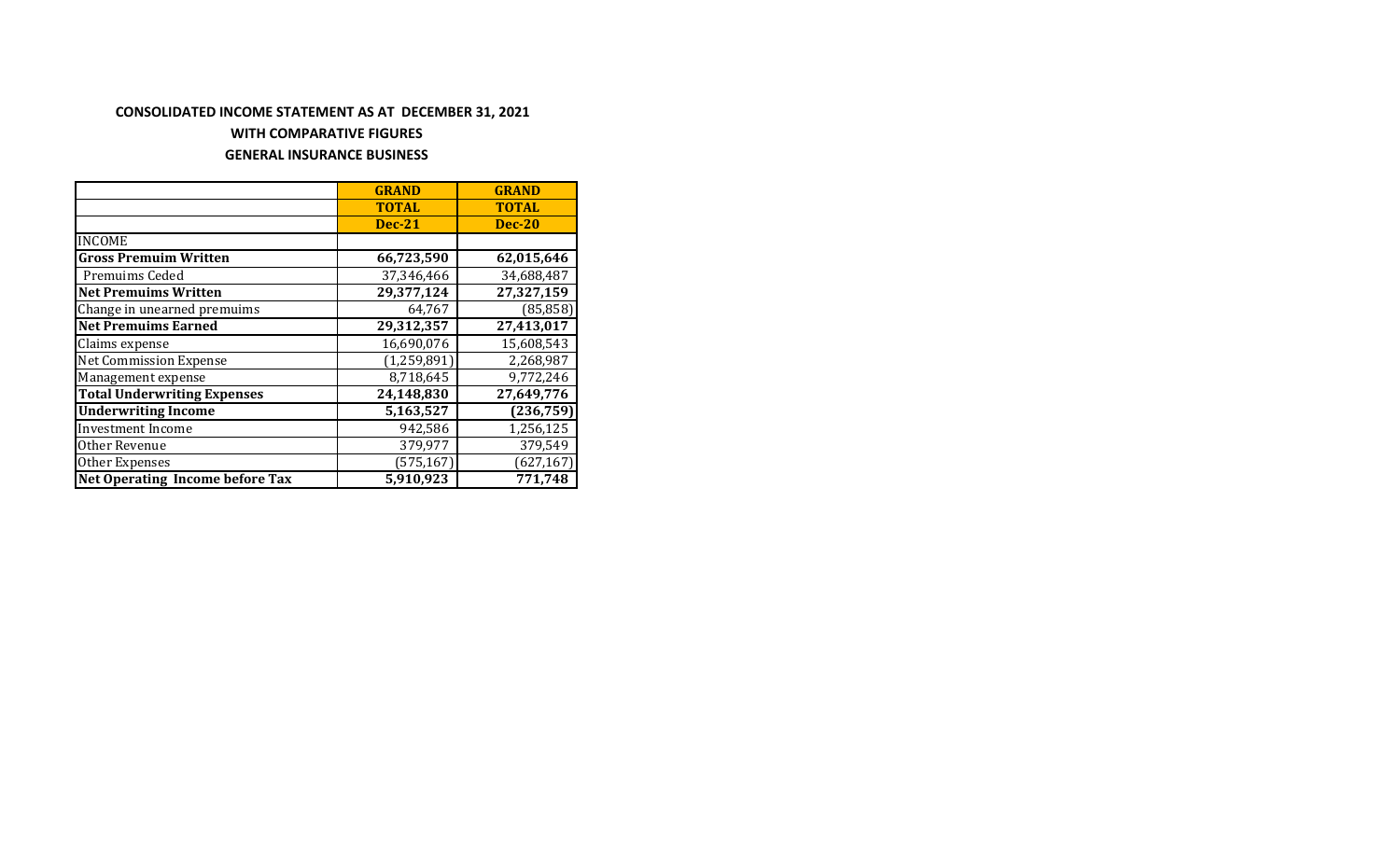**CONSOLIDATED INCOME STATEMENT AS AT DECEMBER 31, 2021**

**WITH COMPARATIVE FIGURES**

**GENERAL INSURANCE BUSINESS**

| | GRAND TOTAL Dec-21 | GRAND TOTAL Dec-20 |
|---|---|---|
| INCOME | | |
| **Gross Premuim Written** | **66,723,590** | **62,015,646** |
| Premuims Ceded | 37,346,466 | 34,688,487 |
| **Net Premuims Written** | **29,377,124** | **27,327,159** |
| Change in unearned premuims | 64,767 | (85,858) |
| **Net Premuims Earned** | **29,312,357** | **27,413,017** |
| Claims expense | 16,690,076 | 15,608,543 |
| Net Commission Expense | (1,259,891) | 2,268,987 |
| Management expense | 8,718,645 | 9,772,246 |
| **Total Underwriting Expenses** | **24,148,830** | **27,649,776** |
| **Underwriting Income** | **5,163,527** | **(236,759)** |
| Investment Income | 942,586 | 1,256,125 |
| Other Revenue | 379,977 | 379,549 |
| Other Expenses | (575,167) | (627,167) |
| **Net Operating Income before Tax** | **5,910,923** | **771,748** |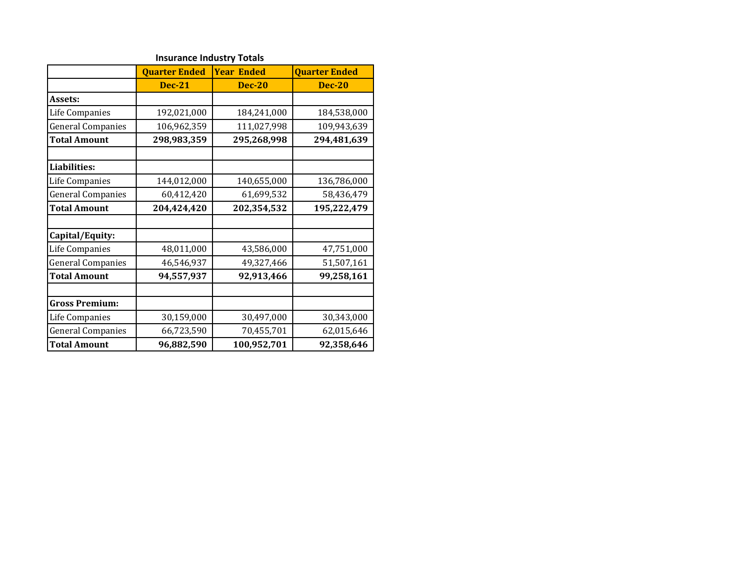**Insurance Industry Totals**

| | Quarter Ended | Year Ended | Quarter Ended |
|---|---|---|---|
| | **Dec-21** | **Dec-20** | **Dec-20** |
| **Assets:** | | | |
| Life Companies | 192,021,000 | 184,241,000 | 184,538,000 |
| General Companies | 106,962,359 | 111,027,998 | 109,943,639 |
| **Total Amount** | **298,983,359** | **295,268,998** | **294,481,639** |
| | | | |
| **Liabilities:** | | | |
| Life Companies | 144,012,000 | 140,655,000 | 136,786,000 |
| General Companies | 60,412,420 | 61,699,532 | 58,436,479 |
| **Total Amount** | **204,424,420** | **202,354,532** | **195,222,479** |
| | | | |
| **Capital/Equity:** | | | |
| Life Companies | 48,011,000 | 43,586,000 | 47,751,000 |
| General Companies | 46,546,937 | 49,327,466 | 51,507,161 |
| **Total Amount** | **94,557,937** | **92,913,466** | **99,258,161** |
| | | | |
| **Gross Premium:** | | | |
| Life Companies | 30,159,000 | 30,497,000 | 30,343,000 |
| General Companies | 66,723,590 | 70,455,701 | 62,015,646 |
| **Total Amount** | **96,882,590** | **100,952,701** | **92,358,646** |